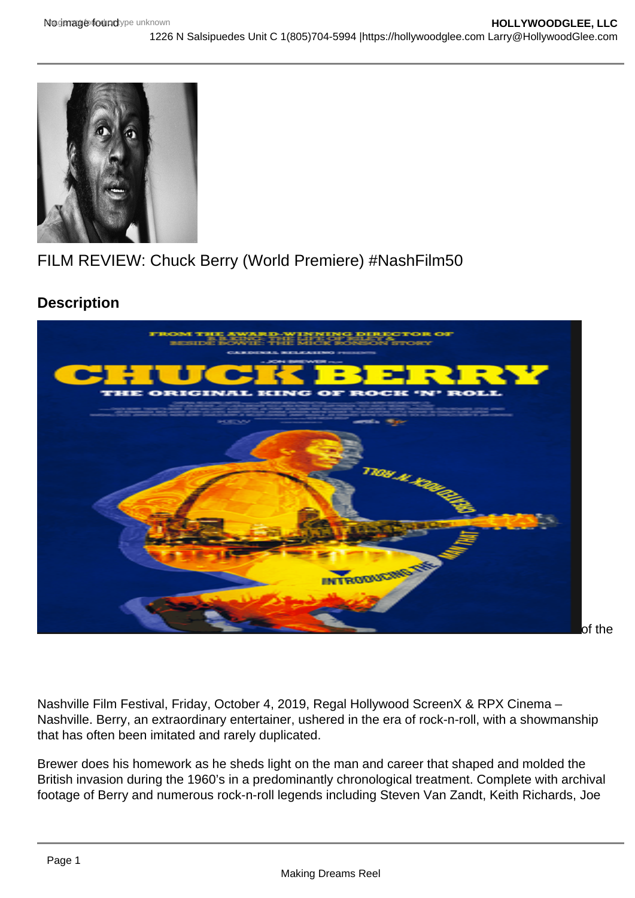FILM REVIEW: Chuck Berry (World Premiere) #NashFilm50

## Description

of the

Nashville Film Festival, Friday, October 4, 2019, Regal Hollywood ScreenX & RPX Cinema – Nashville. Berry, an extraordinary entertainer, ushered in the era of rock-n-roll, with a showmanship that has often been imitated and rarely duplicated.

Brewer does his homework as he sheds light on the man and career that shaped and molded the British invasion during the 1960's in a predominantly chronological treatment. Complete with archival footage of Berry and numerous rock-n-roll legends including Steven Van Zandt, Keith Richards, Joe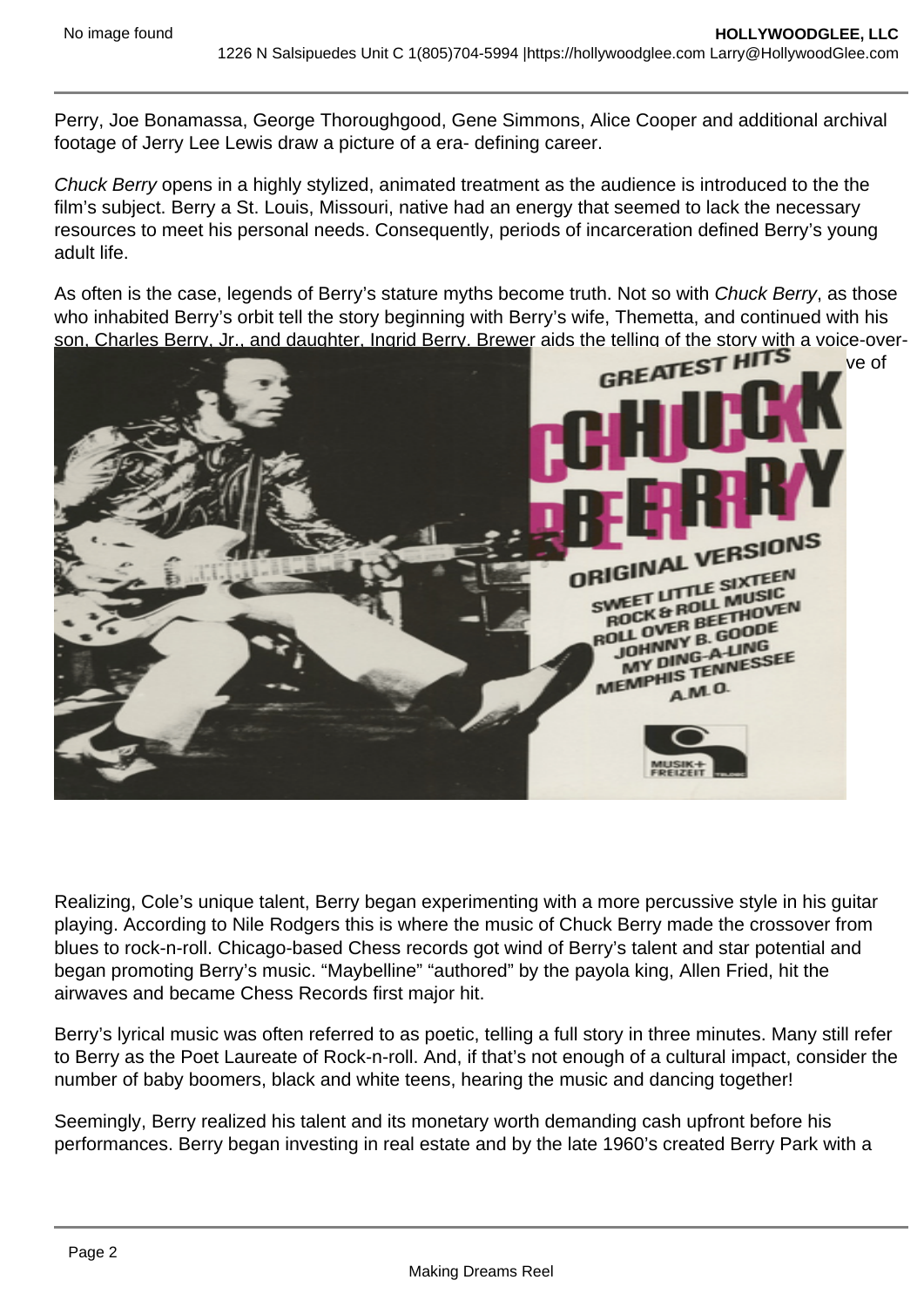Perry, Joe Bonamassa, George Thoroughgood, Gene Simmons, Alice Cooper and additional archival footage of Jerry Lee Lewis draw a picture of a era- defining career.

*Chuck Berry* opens in a highly stylized, animated treatment as the audience is introduced to the the film's subject. Berry a St. Louis, Missouri, native had an energy that seemed to lack the necessary resources to meet his personal needs. Consequently, periods of incarceration defined Berry's young adult life.

As often is the case, legends of Berry's stature myths become truth. Not so with *Chuck Berry*, as those who inhabited Berry's orbit tell the story beginning with Berry's wife, Themetta, and continued with his son, Charles Berry, Jr., and daughter, Ingrid Berry. Brewer aids the telling of the story with a voice-over- ve of

Realizing, Cole's unique talent, Berry began experimenting with a more percussive style in his guitar playing. According to Nile Rodgers this is where the music of Chuck Berry made the crossover from blues to rock-n-roll. Chicago-based Chess records got wind of Berry's talent and star potential and began promoting Berry's music. "Maybelline" "authored" by the payola king, Allen Fried, hit the airwaves and became Chess Records first major hit.

Berry's lyrical music was often referred to as poetic, telling a full story in three minutes. Many still refer to Berry as the Poet Laureate of Rock-n-roll. And, if that's not enough of a cultural impact, consider the number of baby boomers, black and white teens, hearing the music and dancing together!

Seemingly, Berry realized his talent and its monetary worth demanding cash upfront before his performances. Berry began investing in real estate and by the late 1960's created Berry Park with a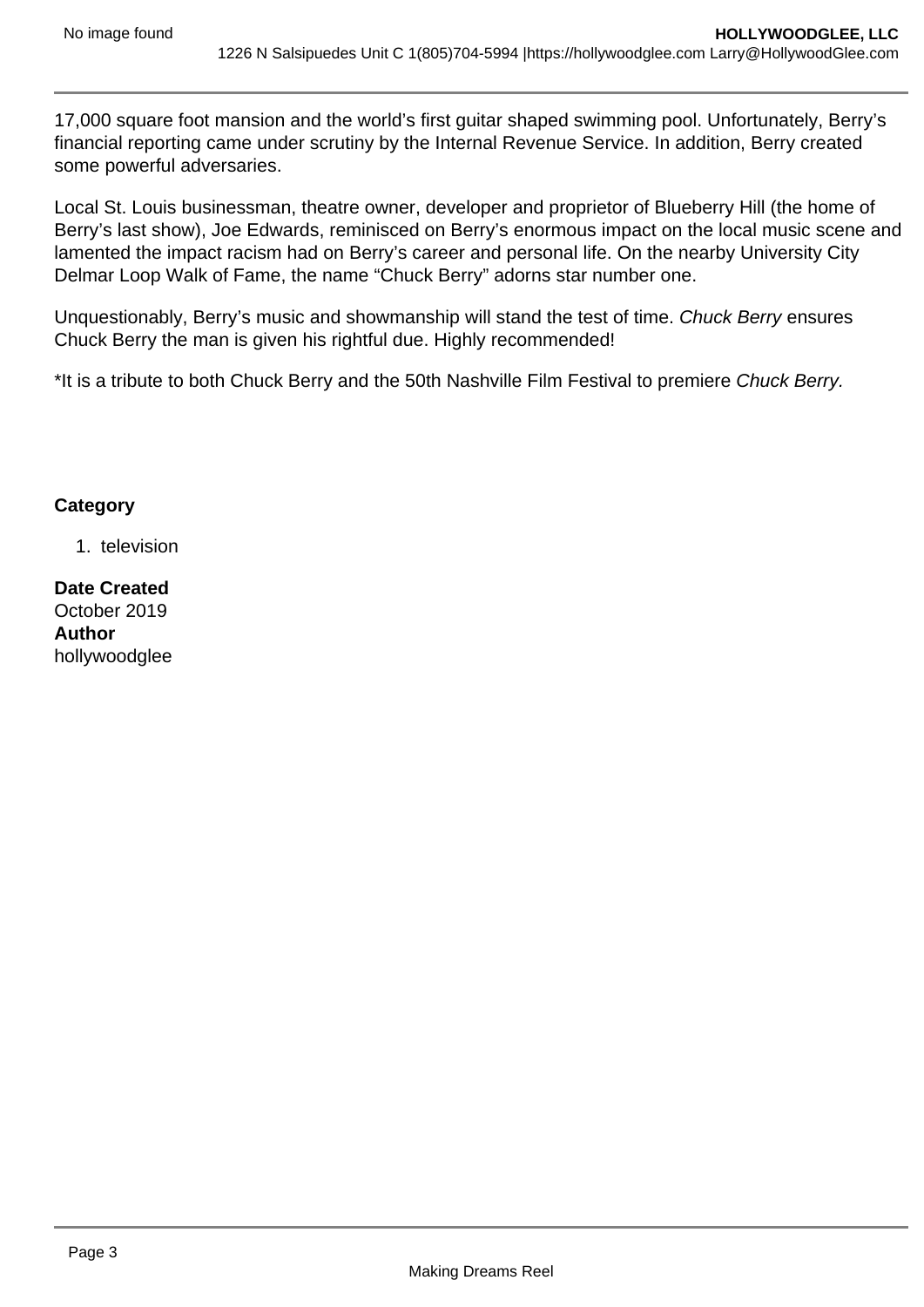17,000 square foot mansion and the world's first guitar shaped swimming pool. Unfortunately, Berry's financial reporting came under scrutiny by the Internal Revenue Service. In addition, Berry created some powerful adversaries.

Local St. Louis businessman, theatre owner, developer and proprietor of Blueberry Hill (the home of Berry's last show), Joe Edwards, reminisced on Berry's enormous impact on the local music scene and lamented the impact racism had on Berry's career and personal life. On the nearby University City Delmar Loop Walk of Fame, the name "Chuck Berry" adorns star number one.

Unquestionably, Berry's music and showmanship will stand the test of time. *Chuck Berry* ensures Chuck Berry the man is given his rightful due. Highly recommended!

*It is a tribute to both Chuck Berry and the 50th Nashville Film Festival to premiere *Chuck Berry.*

**Category**

1. television

**Date Created**
October 2019
**Author**
hollywoodglee